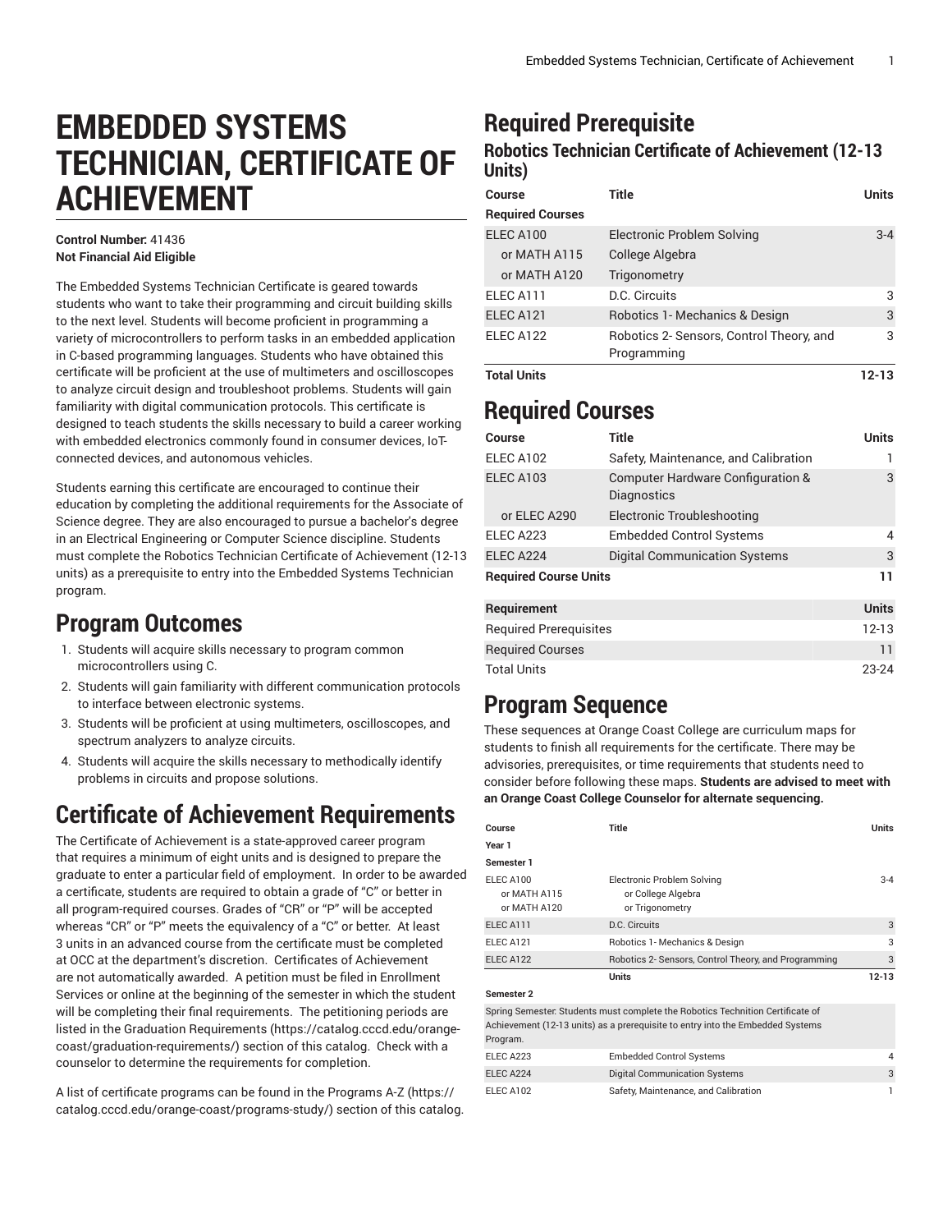# EMBEDDED SYSTEMS TECHNICIAN, CERTIFICATE OF ACHIEVEMENT

**Control Number:** 41436
**Not Financial Aid Eligible**

The Embedded Systems Technician Certificate is geared towards students who want to take their programming and circuit building skills to the next level. Students will become proficient in programming a variety of microcontrollers to perform tasks in an embedded application in C-based programming languages. Students who have obtained this certificate will be proficient at the use of multimeters and oscilloscopes to analyze circuit design and troubleshoot problems. Students will gain familiarity with digital communication protocols. This certificate is designed to teach students the skills necessary to build a career working with embedded electronics commonly found in consumer devices, IoT-connected devices, and autonomous vehicles.

Students earning this certificate are encouraged to continue their education by completing the additional requirements for the Associate of Science degree. They are also encouraged to pursue a bachelor's degree in an Electrical Engineering or Computer Science discipline. Students must complete the Robotics Technician Certificate of Achievement (12-13 units) as a prerequisite to entry into the Embedded Systems Technician program.

## Program Outcomes

1. Students will acquire skills necessary to program common microcontrollers using C.
2. Students will gain familiarity with different communication protocols to interface between electronic systems.
3. Students will be proficient at using multimeters, oscilloscopes, and spectrum analyzers to analyze circuits.
4. Students will acquire the skills necessary to methodically identify problems in circuits and propose solutions.

## Certificate of Achievement Requirements

The Certificate of Achievement is a state-approved career program that requires a minimum of eight units and is designed to prepare the graduate to enter a particular field of employment. In order to be awarded a certificate, students are required to obtain a grade of "C" or better in all program-required courses. Grades of "CR" or "P" will be accepted whereas "CR" or "P" meets the equivalency of a "C" or better. At least 3 units in an advanced course from the certificate must be completed at OCC at the department's discretion. Certificates of Achievement are not automatically awarded. A petition must be filed in Enrollment Services or online at the beginning of the semester in which the student will be completing their final requirements. The petitioning periods are listed in the Graduation Requirements (https://catalog.cccd.edu/orange-coast/graduation-requirements/) section of this catalog. Check with a counselor to determine the requirements for completion.

A list of certificate programs can be found in the Programs A-Z (https://catalog.cccd.edu/orange-coast/programs-study/) section of this catalog.

## Required Prerequisite

### Robotics Technician Certificate of Achievement (12-13 Units)

| Course | Title | Units |
|---|---|---|
| **Required Courses** | | |
| ELEC A100 | Electronic Problem Solving | 3-4 |
| or MATH A115 | College Algebra | |
| or MATH A120 | Trigonometry | |
| ELEC A111 | D.C. Circuits | 3 |
| ELEC A121 | Robotics 1- Mechanics & Design | 3 |
| ELEC A122 | Robotics 2- Sensors, Control Theory, and Programming | 3 |
| **Total Units** | | **12-13** |

## Required Courses

| Course | Title | Units |
|---|---|---|
| ELEC A102 | Safety, Maintenance, and Calibration | 1 |
| ELEC A103 | Computer Hardware Configuration & Diagnostics | 3 |
| or ELEC A290 | Electronic Troubleshooting | |
| ELEC A223 | Embedded Control Systems | 4 |
| ELEC A224 | Digital Communication Systems | 3 |
| **Required Course Units** | | **11** |

| Requirement | Units |
|---|---|
| Required Prerequisites | 12-13 |
| Required Courses | 11 |
| Total Units | 23-24 |

## Program Sequence

These sequences at Orange Coast College are curriculum maps for students to finish all requirements for the certificate. There may be advisories, prerequisites, or time requirements that students need to consider before following these maps. **Students are advised to meet with an Orange Coast College Counselor for alternate sequencing.**

| Course | Title | Units |
|---|---|---|
| **Year 1** | | |
| **Semester 1** | | |
| ELEC A100 or MATH A115 or MATH A120 | Electronic Problem Solving or College Algebra or Trigonometry | 3-4 |
| ELEC A111 | D.C. Circuits | 3 |
| ELEC A121 | Robotics 1- Mechanics & Design | 3 |
| ELEC A122 | Robotics 2- Sensors, Control Theory, and Programming | 3 |
| | **Units** | **12-13** |
| **Semester 2** | | |
| Spring Semester: Students must complete the Robotics Technition Certificate of Achievement (12-13 units) as a prerequisite to entry into the Embedded Systems Program. | | |
| ELEC A223 | Embedded Control Systems | 4 |
| ELEC A224 | Digital Communication Systems | 3 |
| ELEC A102 | Safety, Maintenance, and Calibration | 1 |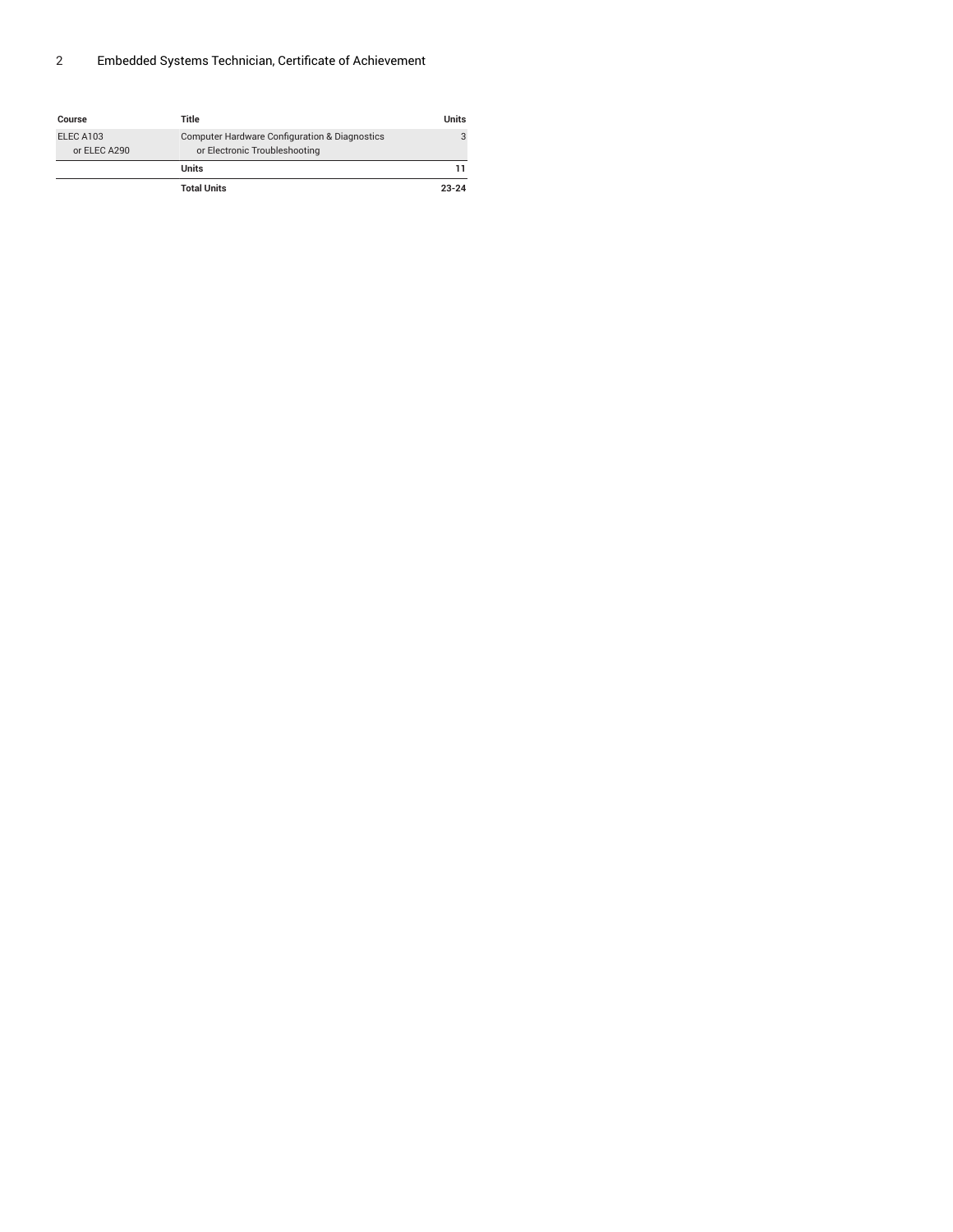| Course | Title | Units |
| --- | --- | --- |
| ELEC A103<br>or ELEC A290 | Computer Hardware Configuration & Diagnostics<br>or Electronic Troubleshooting | 3 |
| | **Units** | **11** |
| | **Total Units** | **23-24** |